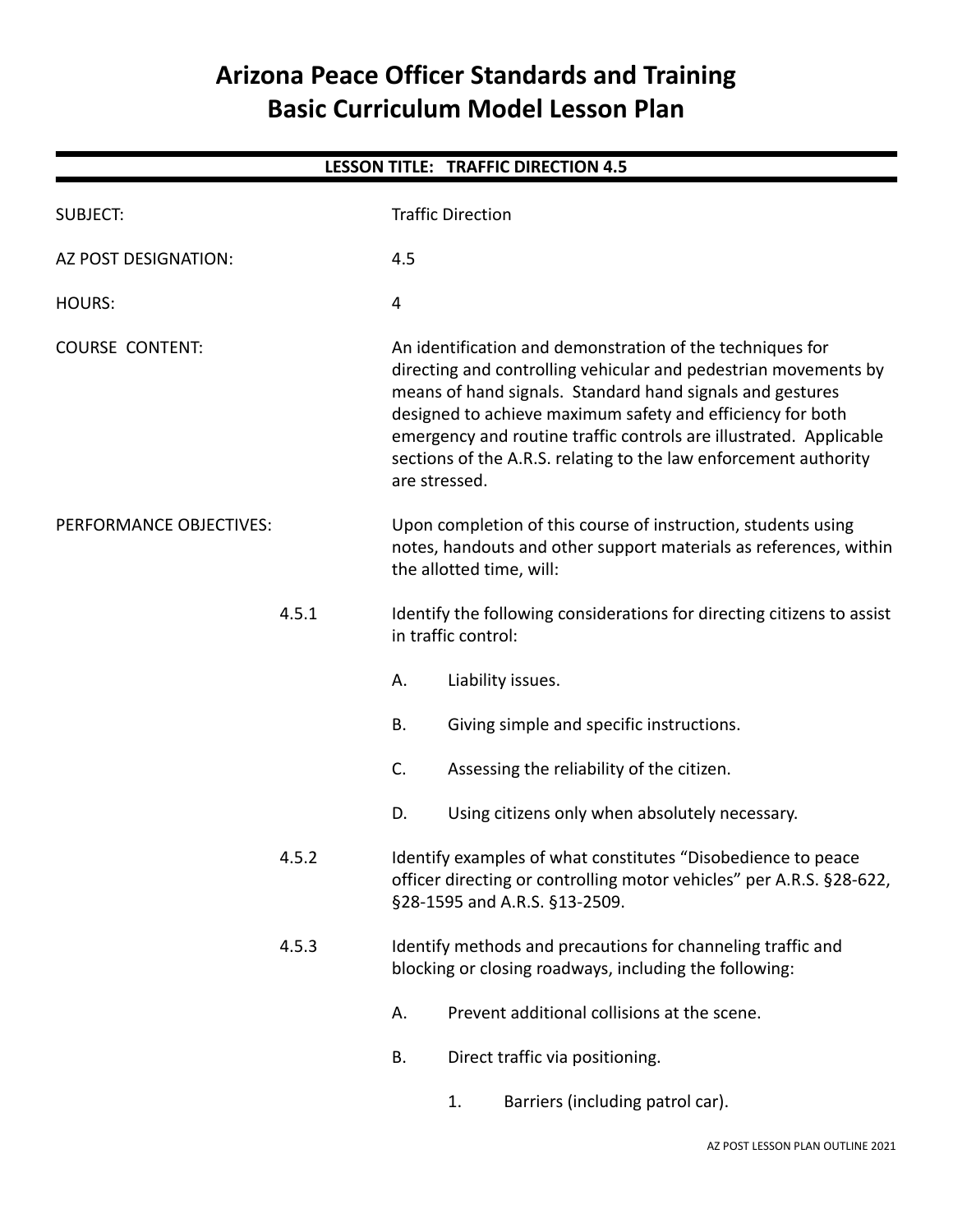# Arizona Peace Officer Standards and Training
# Basic Curriculum Model Lesson Plan

## LESSON TITLE: TRAFFIC DIRECTION 4.5

SUBJECT: Traffic Direction

AZ POST DESIGNATION: 4.5

HOURS: 4

COURSE CONTENT: An identification and demonstration of the techniques for directing and controlling vehicular and pedestrian movements by means of hand signals. Standard hand signals and gestures designed to achieve maximum safety and efficiency for both emergency and routine traffic controls are illustrated. Applicable sections of the A.R.S. relating to the law enforcement authority are stressed.

PERFORMANCE OBJECTIVES: Upon completion of this course of instruction, students using notes, handouts and other support materials as references, within the allotted time, will:

4.5.1 Identify the following considerations for directing citizens to assist in traffic control:

- A. Liability issues.
- B. Giving simple and specific instructions.
- C. Assessing the reliability of the citizen.
- D. Using citizens only when absolutely necessary.

4.5.2 Identify examples of what constitutes "Disobedience to peace officer directing or controlling motor vehicles" per A.R.S. §28-622, §28-1595 and A.R.S. §13-2509.

4.5.3 Identify methods and precautions for channeling traffic and blocking or closing roadways, including the following:

- A. Prevent additional collisions at the scene.
- B. Direct traffic via positioning.
  1. Barriers (including patrol car).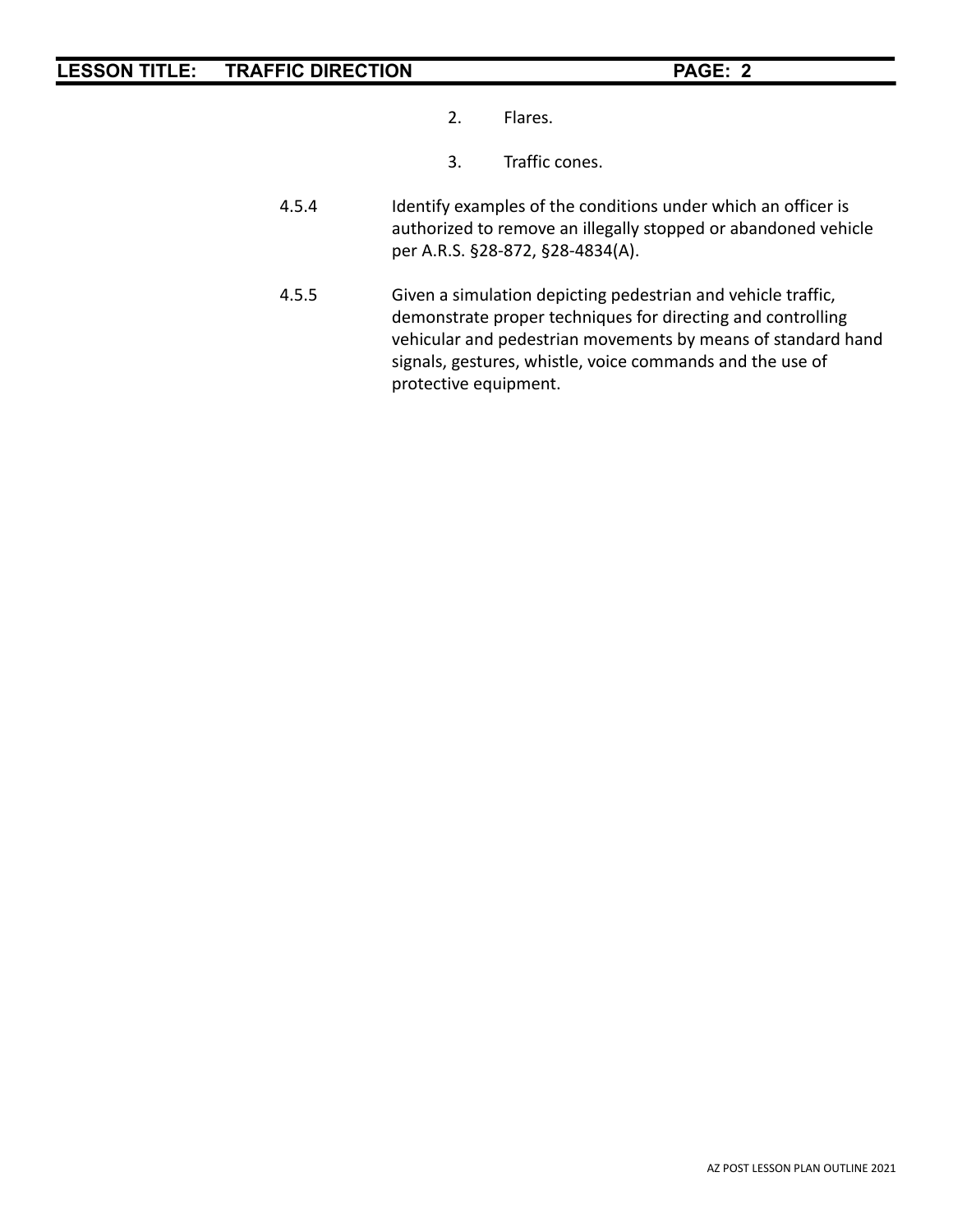2. Flares.

3. Traffic cones.

4.5.4 Identify examples of the conditions under which an officer is authorized to remove an illegally stopped or abandoned vehicle per A.R.S. §28-872, §28-4834(A).

4.5.5 Given a simulation depicting pedestrian and vehicle traffic, demonstrate proper techniques for directing and controlling vehicular and pedestrian movements by means of standard hand signals, gestures, whistle, voice commands and the use of protective equipment.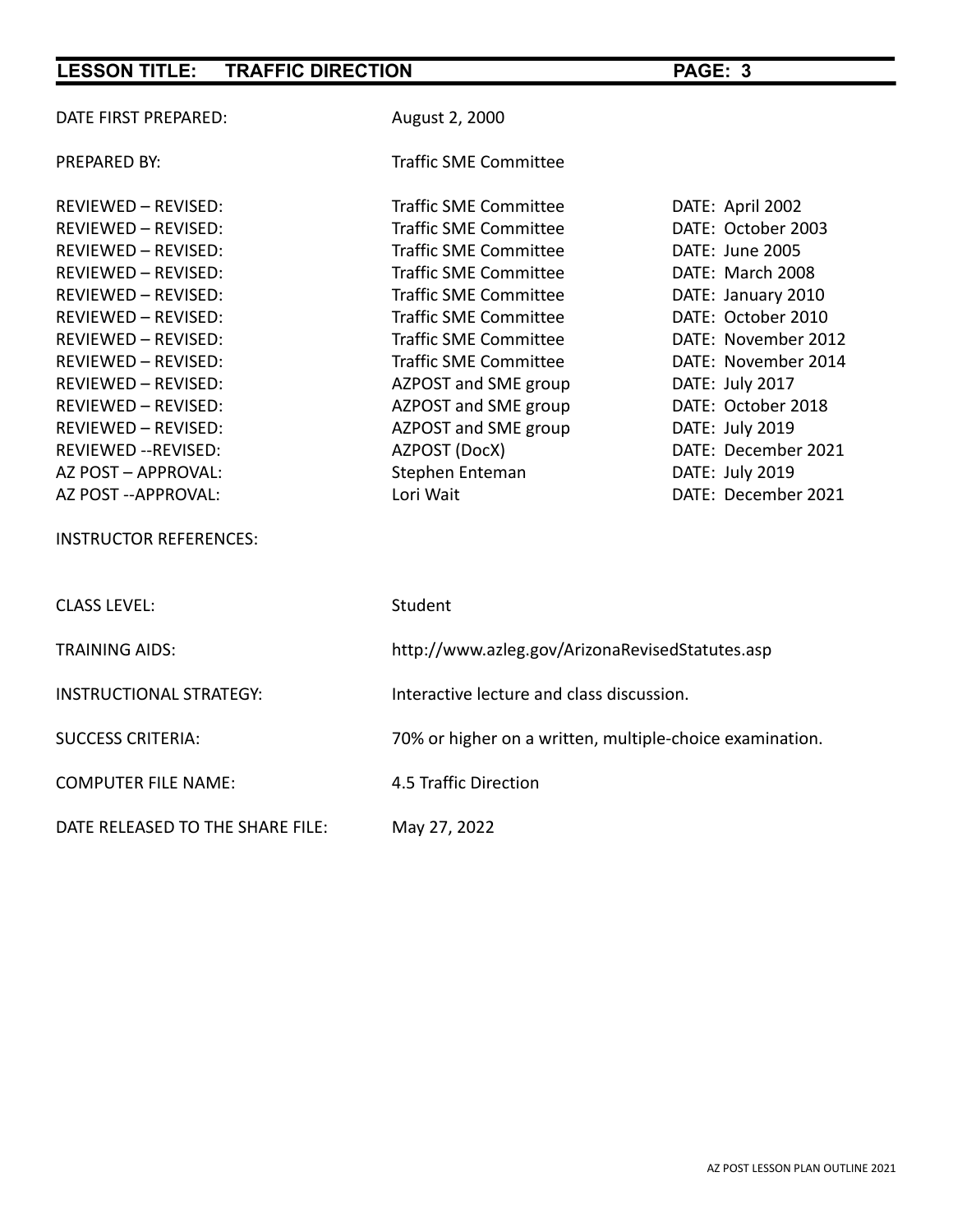DATE FIRST PREPARED: August 2, 2000

PREPARED BY: Traffic SME Committee

| | | |
|---|---|---|
| REVIEWED – REVISED: | Traffic SME Committee | DATE: April 2002 |
| REVIEWED – REVISED: | Traffic SME Committee | DATE: October 2003 |
| REVIEWED – REVISED: | Traffic SME Committee | DATE: June 2005 |
| REVIEWED – REVISED: | Traffic SME Committee | DATE: March 2008 |
| REVIEWED – REVISED: | Traffic SME Committee | DATE: January 2010 |
| REVIEWED – REVISED: | Traffic SME Committee | DATE: October 2010 |
| REVIEWED – REVISED: | Traffic SME Committee | DATE: November 2012 |
| REVIEWED – REVISED: | Traffic SME Committee | DATE: November 2014 |
| REVIEWED – REVISED: | AZPOST and SME group | DATE: July 2017 |
| REVIEWED – REVISED: | AZPOST and SME group | DATE: October 2018 |
| REVIEWED – REVISED: | AZPOST and SME group | DATE: July 2019 |
| REVIEWED --REVISED: | AZPOST (DocX) | DATE: December 2021 |
| AZ POST – APPROVAL: | Stephen Enteman | DATE: July 2019 |
| AZ POST --APPROVAL: | Lori Wait | DATE: December 2021 |

INSTRUCTOR REFERENCES:

CLASS LEVEL: Student

TRAINING AIDS: http://www.azleg.gov/ArizonaRevisedStatutes.asp

INSTRUCTIONAL STRATEGY: Interactive lecture and class discussion.

SUCCESS CRITERIA: 70% or higher on a written, multiple-choice examination.

COMPUTER FILE NAME: 4.5 Traffic Direction

DATE RELEASED TO THE SHARE FILE: May 27, 2022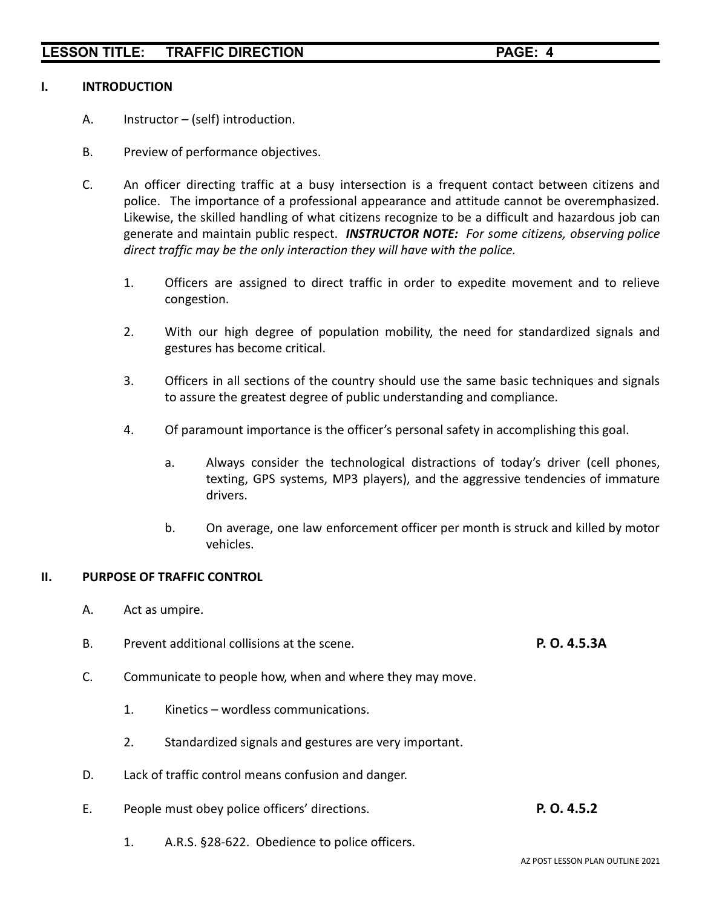## I. INTRODUCTION

A. Instructor – (self) introduction.

B. Preview of performance objectives.

C. An officer directing traffic at a busy intersection is a frequent contact between citizens and police. The importance of a professional appearance and attitude cannot be overemphasized. Likewise, the skilled handling of what citizens recognize to be a difficult and hazardous job can generate and maintain public respect. ***INSTRUCTOR NOTE:*** *For some citizens, observing police direct traffic may be the only interaction they will have with the police.*

   1. Officers are assigned to direct traffic in order to expedite movement and to relieve congestion.

   2. With our high degree of population mobility, the need for standardized signals and gestures has become critical.

   3. Officers in all sections of the country should use the same basic techniques and signals to assure the greatest degree of public understanding and compliance.

   4. Of paramount importance is the officer's personal safety in accomplishing this goal.

      a. Always consider the technological distractions of today's driver (cell phones, texting, GPS systems, MP3 players), and the aggressive tendencies of immature drivers.

      b. On average, one law enforcement officer per month is struck and killed by motor vehicles.

## II. PURPOSE OF TRAFFIC CONTROL

A. Act as umpire.

B. Prevent additional collisions at the scene. **P. O. 4.5.3A**

C. Communicate to people how, when and where they may move.

   1. Kinetics – wordless communications.

   2. Standardized signals and gestures are very important.

D. Lack of traffic control means confusion and danger.

E. People must obey police officers' directions. **P. O. 4.5.2**

   1. A.R.S. §28-622. Obedience to police officers.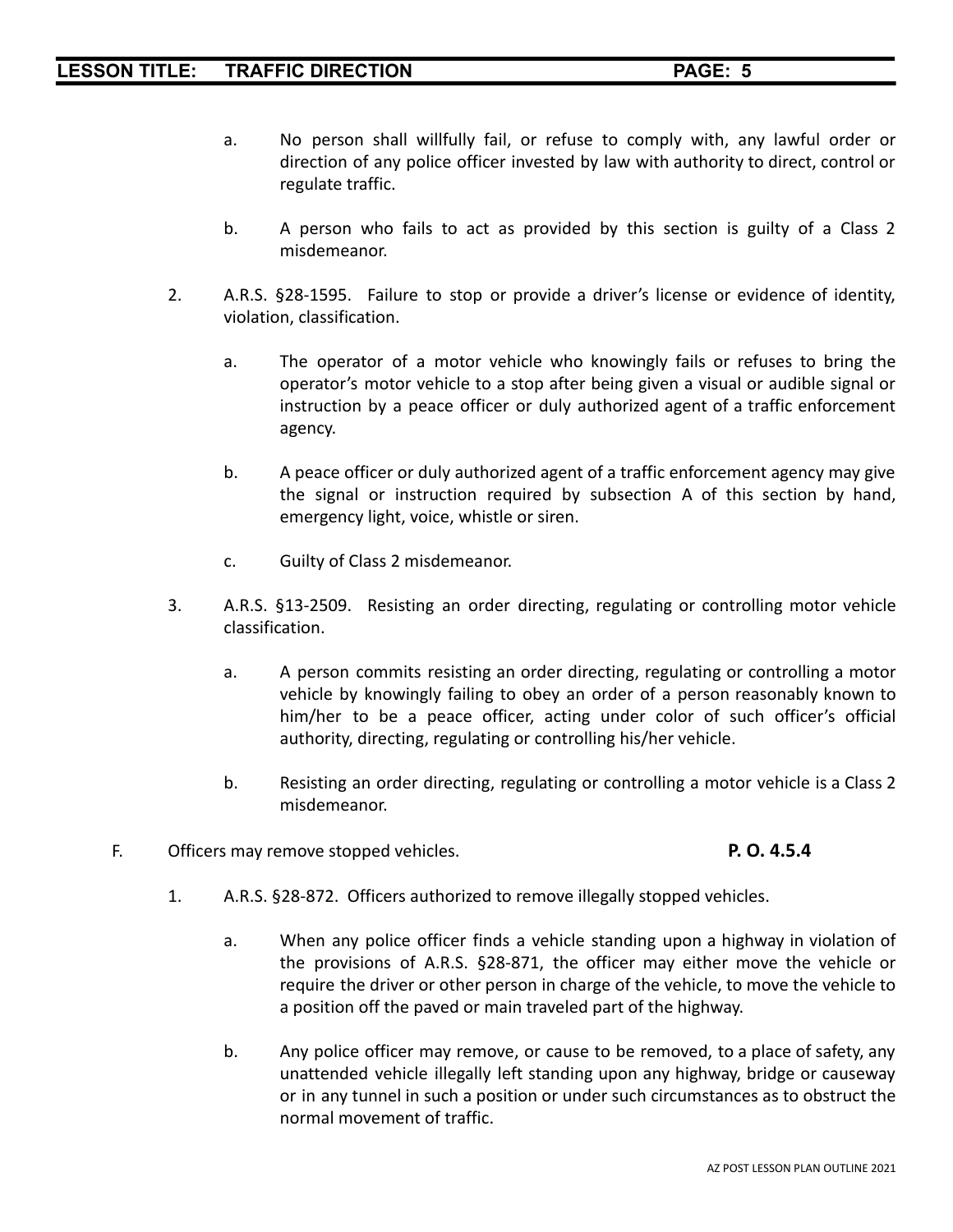a. No person shall willfully fail, or refuse to comply with, any lawful order or direction of any police officer invested by law with authority to direct, control or regulate traffic.

b. A person who fails to act as provided by this section is guilty of a Class 2 misdemeanor.

2. A.R.S. §28-1595. Failure to stop or provide a driver's license or evidence of identity, violation, classification.

   a. The operator of a motor vehicle who knowingly fails or refuses to bring the operator's motor vehicle to a stop after being given a visual or audible signal or instruction by a peace officer or duly authorized agent of a traffic enforcement agency.

   b. A peace officer or duly authorized agent of a traffic enforcement agency may give the signal or instruction required by subsection A of this section by hand, emergency light, voice, whistle or siren.

   c. Guilty of Class 2 misdemeanor.

3. A.R.S. §13-2509. Resisting an order directing, regulating or controlling motor vehicle classification.

   a. A person commits resisting an order directing, regulating or controlling a motor vehicle by knowingly failing to obey an order of a person reasonably known to him/her to be a peace officer, acting under color of such officer's official authority, directing, regulating or controlling his/her vehicle.

   b. Resisting an order directing, regulating or controlling a motor vehicle is a Class 2 misdemeanor.

F. Officers may remove stopped vehicles. **P. O. 4.5.4**

1. A.R.S. §28-872. Officers authorized to remove illegally stopped vehicles.

   a. When any police officer finds a vehicle standing upon a highway in violation of the provisions of A.R.S. §28-871, the officer may either move the vehicle or require the driver or other person in charge of the vehicle, to move the vehicle to a position off the paved or main traveled part of the highway.

   b. Any police officer may remove, or cause to be removed, to a place of safety, any unattended vehicle illegally left standing upon any highway, bridge or causeway or in any tunnel in such a position or under such circumstances as to obstruct the normal movement of traffic.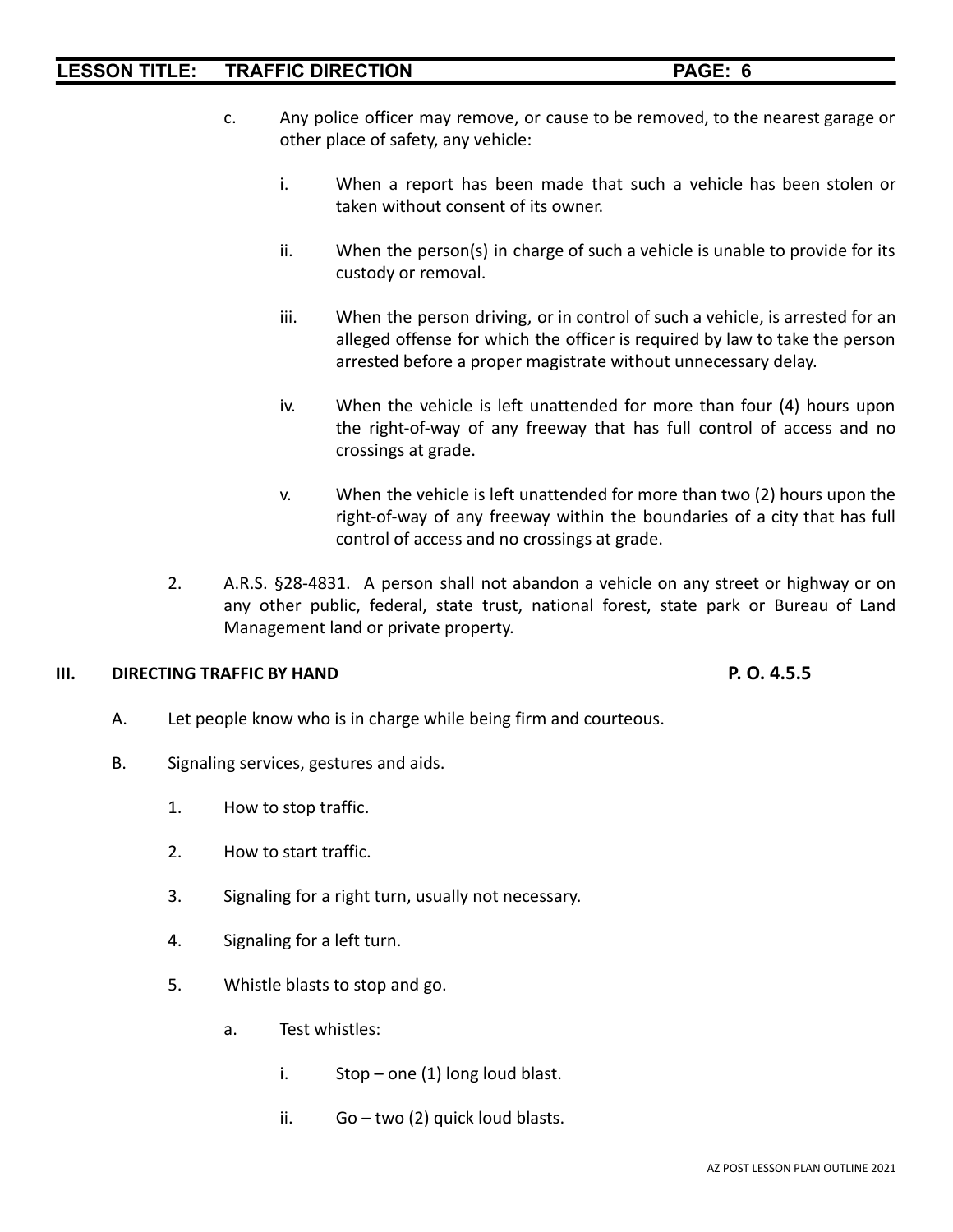c. Any police officer may remove, or cause to be removed, to the nearest garage or other place of safety, any vehicle:

   i. When a report has been made that such a vehicle has been stolen or taken without consent of its owner.

   ii. When the person(s) in charge of such a vehicle is unable to provide for its custody or removal.

   iii. When the person driving, or in control of such a vehicle, is arrested for an alleged offense for which the officer is required by law to take the person arrested before a proper magistrate without unnecessary delay.

   iv. When the vehicle is left unattended for more than four (4) hours upon the right-of-way of any freeway that has full control of access and no crossings at grade.

   v. When the vehicle is left unattended for more than two (2) hours upon the right-of-way of any freeway within the boundaries of a city that has full control of access and no crossings at grade.

2. A.R.S. §28-4831. A person shall not abandon a vehicle on any street or highway or on any other public, federal, state trust, national forest, state park or Bureau of Land Management land or private property.

## III. DIRECTING TRAFFIC BY HAND — P. O. 4.5.5

A. Let people know who is in charge while being firm and courteous.

B. Signaling services, gestures and aids.

   1. How to stop traffic.

   2. How to start traffic.

   3. Signaling for a right turn, usually not necessary.

   4. Signaling for a left turn.

   5. Whistle blasts to stop and go.

      a. Test whistles:

         i. Stop – one (1) long loud blast.

         ii. Go – two (2) quick loud blasts.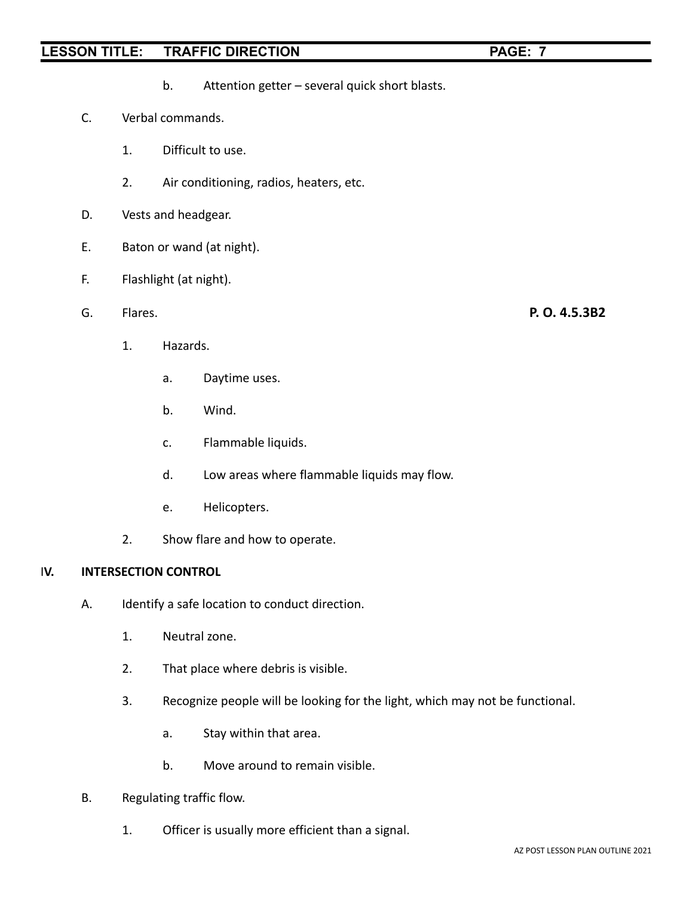b. Attention getter – several quick short blasts.

C. Verbal commands.

1. Difficult to use.

2. Air conditioning, radios, heaters, etc.

D. Vests and headgear.

E. Baton or wand (at night).

F. Flashlight (at night).

G. Flares. **P. O. 4.5.3B2**

1. Hazards.

a. Daytime uses.

b. Wind.

c. Flammable liquids.

d. Low areas where flammable liquids may flow.

e. Helicopters.

2. Show flare and how to operate.

## IV. INTERSECTION CONTROL

A. Identify a safe location to conduct direction.

1. Neutral zone.

2. That place where debris is visible.

3. Recognize people will be looking for the light, which may not be functional.

a. Stay within that area.

b. Move around to remain visible.

B. Regulating traffic flow.

1. Officer is usually more efficient than a signal.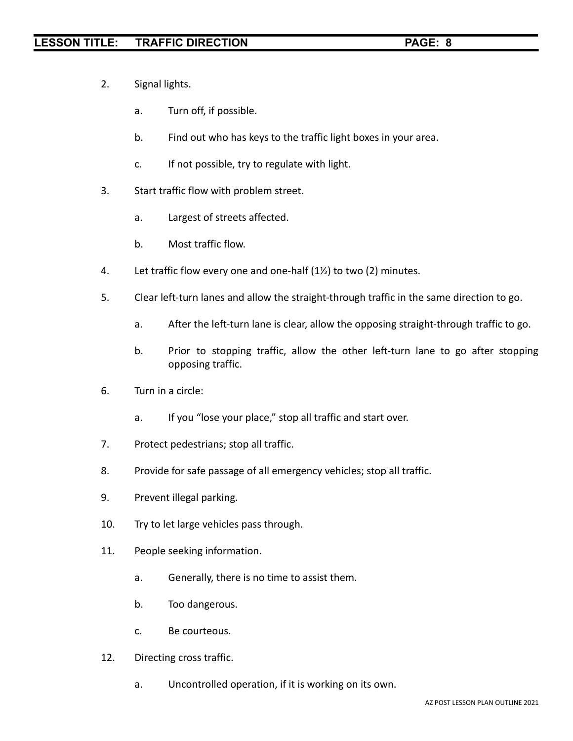2. Signal lights.

    a. Turn off, if possible.

    b. Find out who has keys to the traffic light boxes in your area.

    c. If not possible, try to regulate with light.

3. Start traffic flow with problem street.

    a. Largest of streets affected.

    b. Most traffic flow.

4. Let traffic flow every one and one-half (1½) to two (2) minutes.

5. Clear left-turn lanes and allow the straight-through traffic in the same direction to go.

    a. After the left-turn lane is clear, allow the opposing straight-through traffic to go.

    b. Prior to stopping traffic, allow the other left-turn lane to go after stopping opposing traffic.

6. Turn in a circle:

    a. If you "lose your place," stop all traffic and start over.

7. Protect pedestrians; stop all traffic.

8. Provide for safe passage of all emergency vehicles; stop all traffic.

9. Prevent illegal parking.

10. Try to let large vehicles pass through.

11. People seeking information.

    a. Generally, there is no time to assist them.

    b. Too dangerous.

    c. Be courteous.

12. Directing cross traffic.

    a. Uncontrolled operation, if it is working on its own.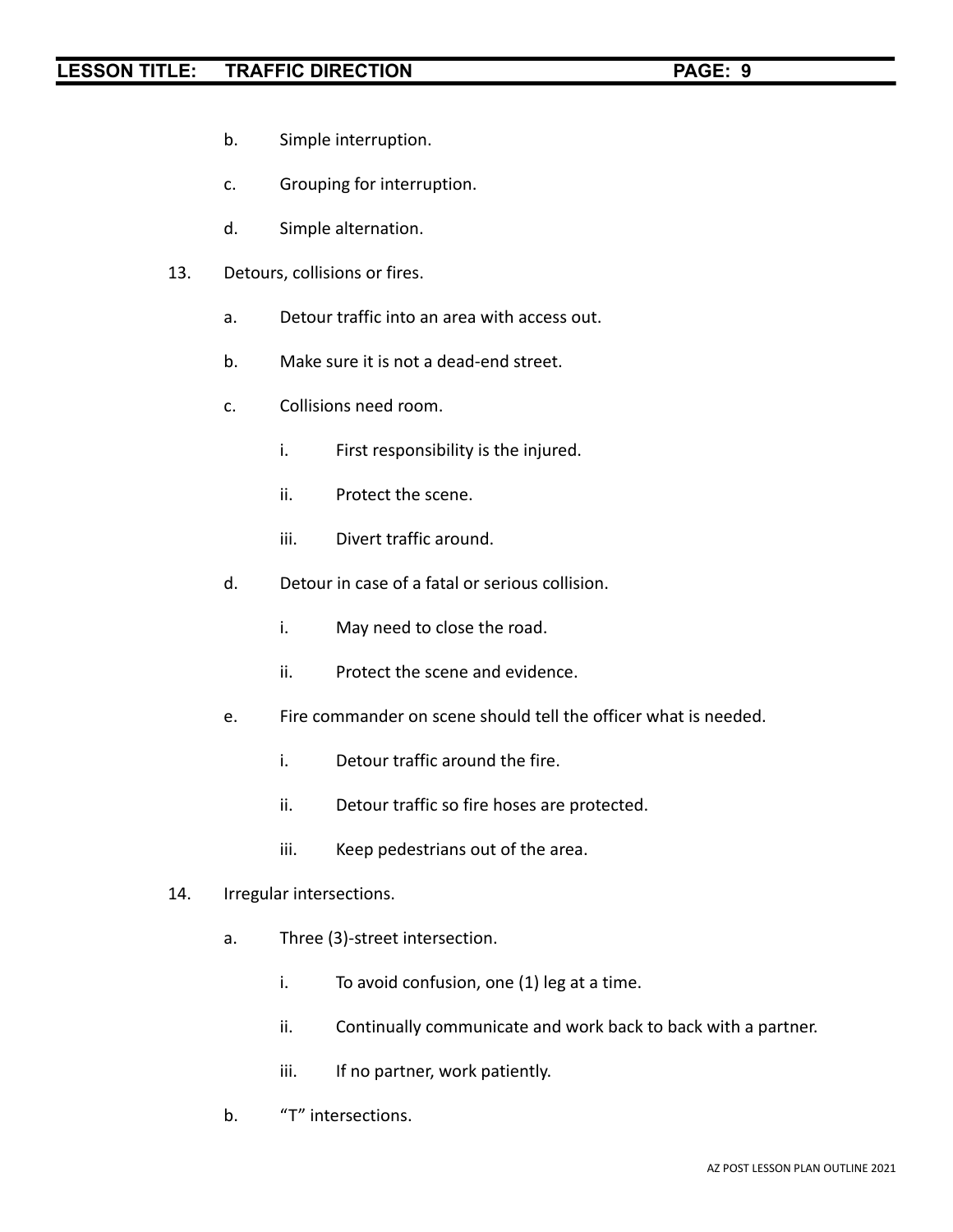b. Simple interruption.

c. Grouping for interruption.

d. Simple alternation.

13. Detours, collisions or fires.

    a. Detour traffic into an area with access out.

    b. Make sure it is not a dead-end street.

    c. Collisions need room.

        i. First responsibility is the injured.

        ii. Protect the scene.

        iii. Divert traffic around.

    d. Detour in case of a fatal or serious collision.

        i. May need to close the road.

        ii. Protect the scene and evidence.

    e. Fire commander on scene should tell the officer what is needed.

        i. Detour traffic around the fire.

        ii. Detour traffic so fire hoses are protected.

        iii. Keep pedestrians out of the area.

14. Irregular intersections.

    a. Three (3)-street intersection.

        i. To avoid confusion, one (1) leg at a time.

        ii. Continually communicate and work back to back with a partner.

        iii. If no partner, work patiently.

    b. "T" intersections.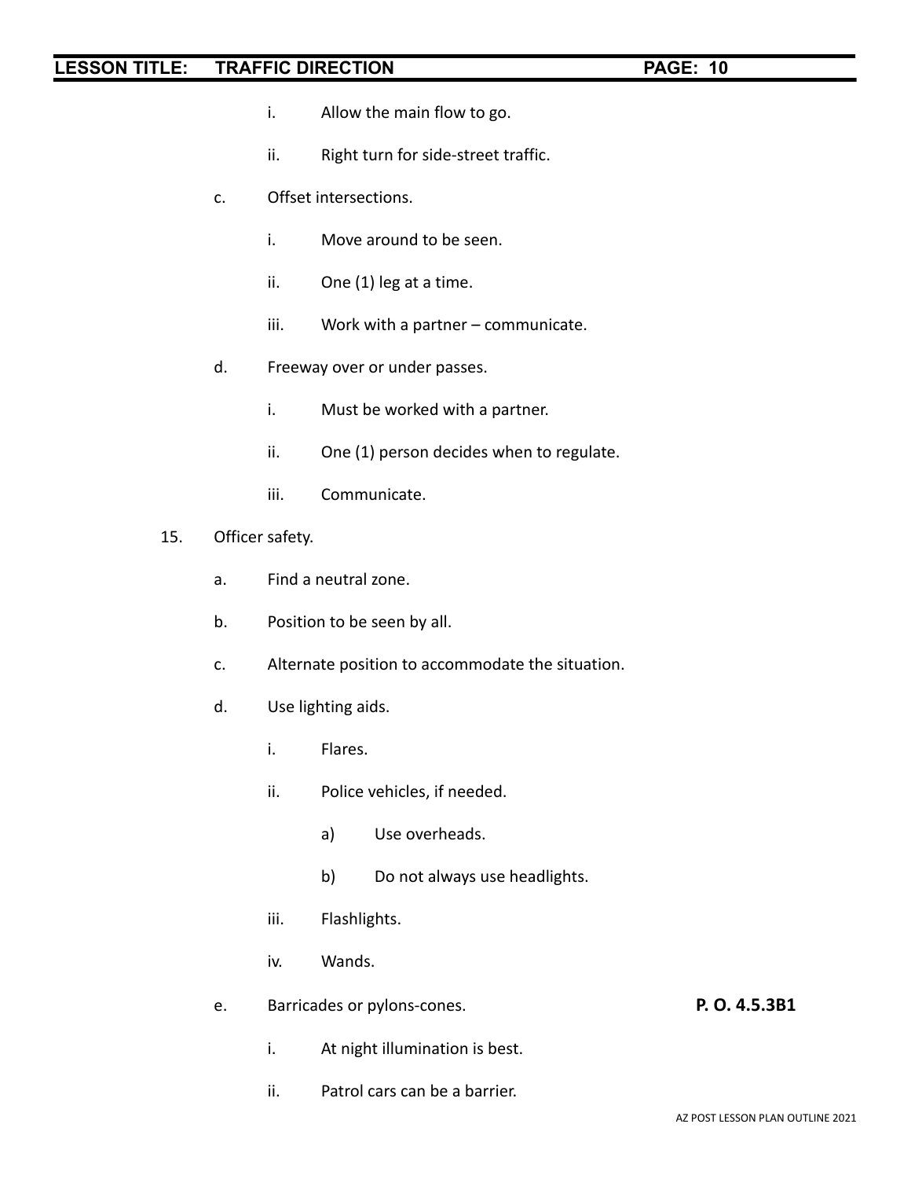i. Allow the main flow to go.

ii. Right turn for side-street traffic.

c. Offset intersections.

i. Move around to be seen.

ii. One (1) leg at a time.

iii. Work with a partner – communicate.

d. Freeway over or under passes.

i. Must be worked with a partner.

ii. One (1) person decides when to regulate.

iii. Communicate.

15. Officer safety.

a. Find a neutral zone.

b. Position to be seen by all.

c. Alternate position to accommodate the situation.

d. Use lighting aids.

i. Flares.

ii. Police vehicles, if needed.

a) Use overheads.

b) Do not always use headlights.

iii. Flashlights.

iv. Wands.

e. Barricades or pylons-cones. **P. O. 4.5.3B1**

i. At night illumination is best.

ii. Patrol cars can be a barrier.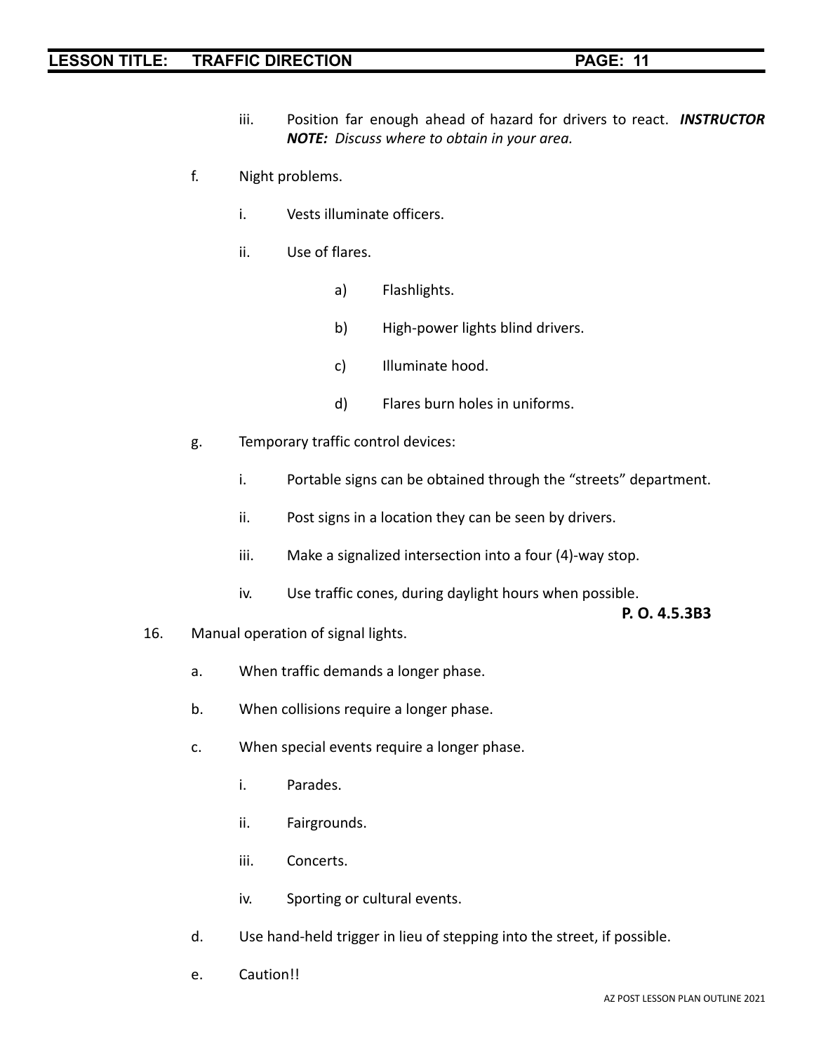iii. Position far enough ahead of hazard for drivers to react. ***INSTRUCTOR NOTE:** Discuss where to obtain in your area.*

f. Night problems.

  i. Vests illuminate officers.

  ii. Use of flares.

    a) Flashlights.

    b) High-power lights blind drivers.

    c) Illuminate hood.

    d) Flares burn holes in uniforms.

g. Temporary traffic control devices:

  i. Portable signs can be obtained through the "streets" department.

  ii. Post signs in a location they can be seen by drivers.

  iii. Make a signalized intersection into a four (4)-way stop.

  iv. Use traffic cones, during daylight hours when possible.

**P. O. 4.5.3B3**

16. Manual operation of signal lights.

  a. When traffic demands a longer phase.

  b. When collisions require a longer phase.

  c. When special events require a longer phase.

    i. Parades.

    ii. Fairgrounds.

    iii. Concerts.

    iv. Sporting or cultural events.

  d. Use hand-held trigger in lieu of stepping into the street, if possible.

  e. Caution!!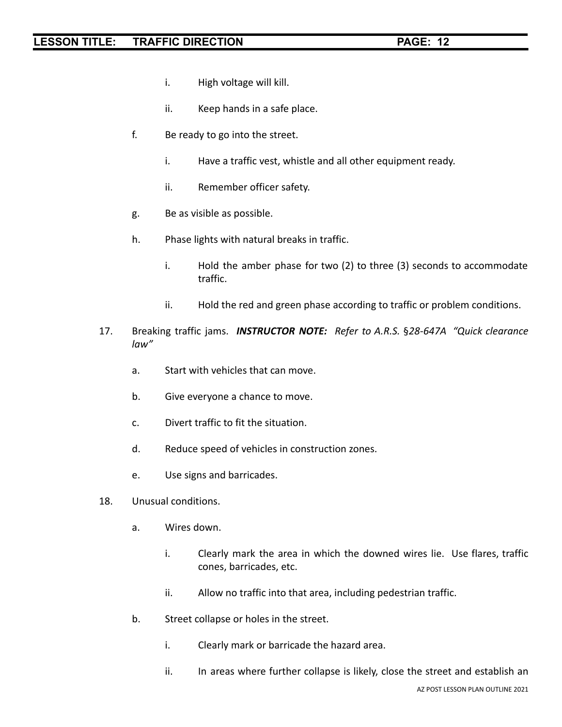i. High voltage will kill.

ii. Keep hands in a safe place.

f. Be ready to go into the street.

i. Have a traffic vest, whistle and all other equipment ready.

ii. Remember officer safety.

g. Be as visible as possible.

h. Phase lights with natural breaks in traffic.

i. Hold the amber phase for two (2) to three (3) seconds to accommodate traffic.

ii. Hold the red and green phase according to traffic or problem conditions.

17. Breaking traffic jams. ***INSTRUCTOR NOTE:*** *Refer to A.R.S. §28-647A "Quick clearance law"*

a. Start with vehicles that can move.

b. Give everyone a chance to move.

c. Divert traffic to fit the situation.

d. Reduce speed of vehicles in construction zones.

e. Use signs and barricades.

18. Unusual conditions.

a. Wires down.

i. Clearly mark the area in which the downed wires lie. Use flares, traffic cones, barricades, etc.

ii. Allow no traffic into that area, including pedestrian traffic.

b. Street collapse or holes in the street.

i. Clearly mark or barricade the hazard area.

ii. In areas where further collapse is likely, close the street and establish an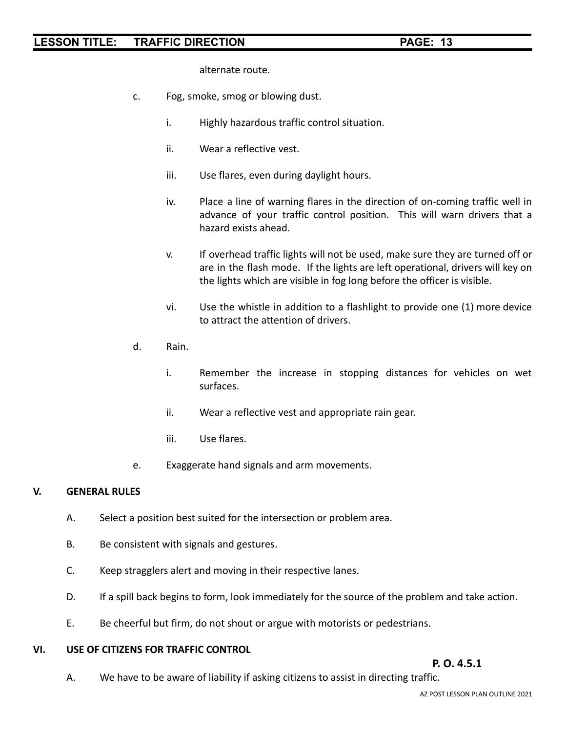alternate route.

c. Fog, smoke, smog or blowing dust.

  i. Highly hazardous traffic control situation.

  ii. Wear a reflective vest.

  iii. Use flares, even during daylight hours.

  iv. Place a line of warning flares in the direction of on-coming traffic well in advance of your traffic control position. This will warn drivers that a hazard exists ahead.

  v. If overhead traffic lights will not be used, make sure they are turned off or are in the flash mode. If the lights are left operational, drivers will key on the lights which are visible in fog long before the officer is visible.

  vi. Use the whistle in addition to a flashlight to provide one (1) more device to attract the attention of drivers.

d. Rain.

  i. Remember the increase in stopping distances for vehicles on wet surfaces.

  ii. Wear a reflective vest and appropriate rain gear.

  iii. Use flares.

e. Exaggerate hand signals and arm movements.

## V. GENERAL RULES

A. Select a position best suited for the intersection or problem area.

B. Be consistent with signals and gestures.

C. Keep stragglers alert and moving in their respective lanes.

D. If a spill back begins to form, look immediately for the source of the problem and take action.

E. Be cheerful but firm, do not shout or argue with motorists or pedestrians.

## VI. USE OF CITIZENS FOR TRAFFIC CONTROL

**P. O. 4.5.1**

A. We have to be aware of liability if asking citizens to assist in directing traffic.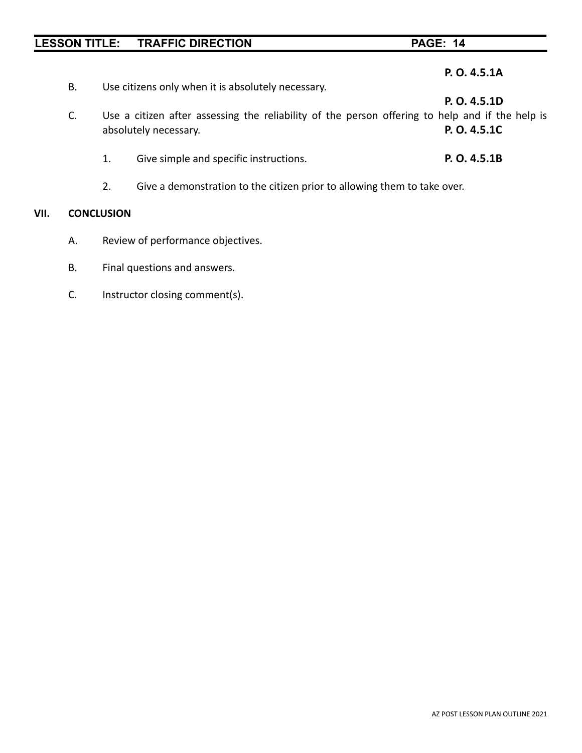P. O. 4.5.1A

B. Use citizens only when it is absolutely necessary.

P. O. 4.5.1D

C. Use a citizen after assessing the reliability of the person offering to help and if the help is absolutely necessary. **P. O. 4.5.1C**

   1. Give simple and specific instructions. **P. O. 4.5.1B**

   2. Give a demonstration to the citizen prior to allowing them to take over.

## VII. CONCLUSION

A. Review of performance objectives.

B. Final questions and answers.

C. Instructor closing comment(s).